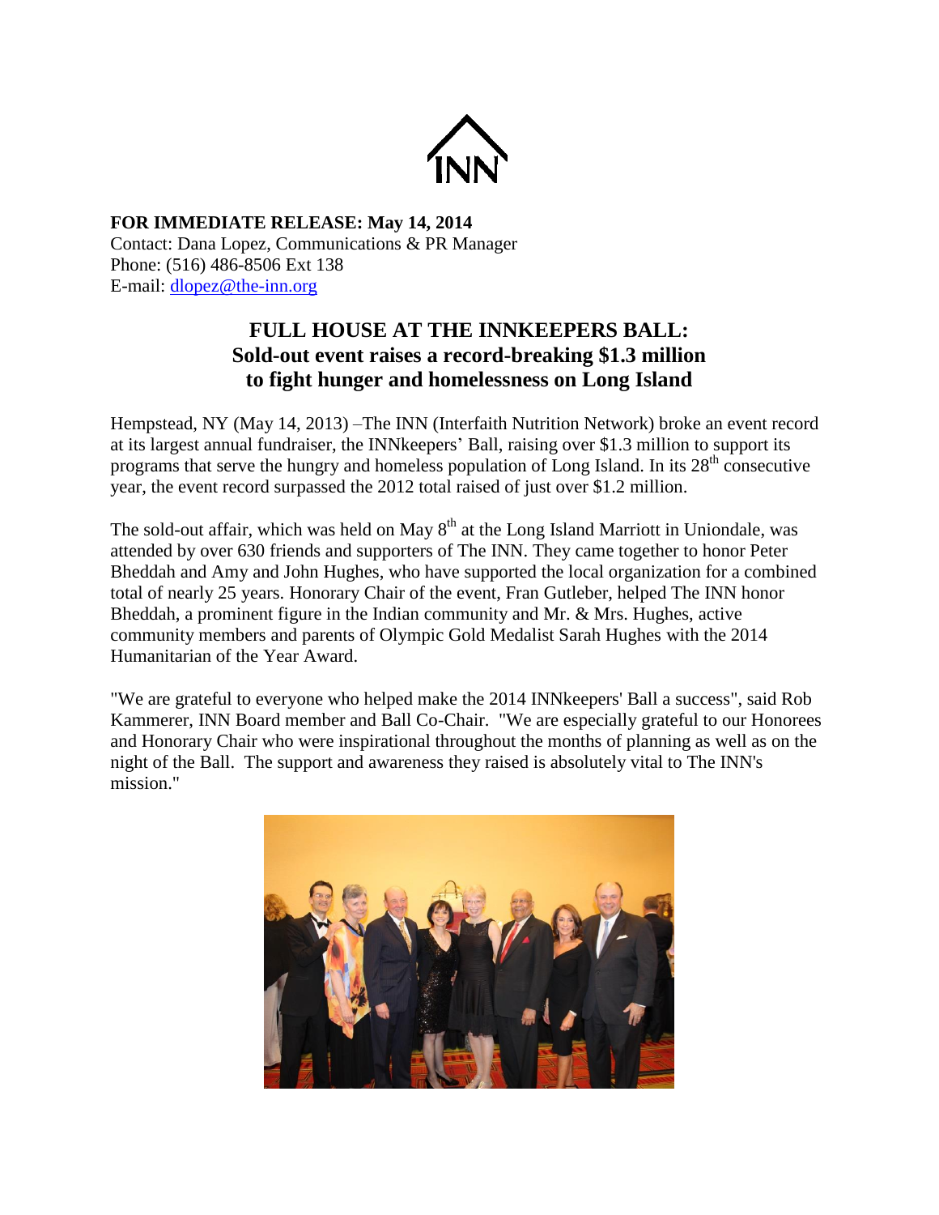INN

**FOR IMMEDIATE RELEASE: May 14, 2014**
Contact: Dana Lopez, Communications & PR Manager
Phone: (516) 486-8506 Ext 138
E-mail: dlopez@the-inn.org

## FULL HOUSE AT THE INNKEEPERS BALL:
## Sold-out event raises a record-breaking $1.3 million to fight hunger and homelessness on Long Island

Hempstead, NY (May 14, 2013) –The INN (Interfaith Nutrition Network) broke an event record at its largest annual fundraiser, the INNkeepers' Ball, raising over $1.3 million to support its programs that serve the hungry and homeless population of Long Island. In its 28th consecutive year, the event record surpassed the 2012 total raised of just over $1.2 million.

The sold-out affair, which was held on May 8th at the Long Island Marriott in Uniondale, was attended by over 630 friends and supporters of The INN. They came together to honor Peter Bheddah and Amy and John Hughes, who have supported the local organization for a combined total of nearly 25 years. Honorary Chair of the event, Fran Gutleber, helped The INN honor Bheddah, a prominent figure in the Indian community and Mr. & Mrs. Hughes, active community members and parents of Olympic Gold Medalist Sarah Hughes with the 2014 Humanitarian of the Year Award.

"We are grateful to everyone who helped make the 2014 INNkeepers' Ball a success", said Rob Kammerer, INN Board member and Ball Co-Chair. "We are especially grateful to our Honorees and Honorary Chair who were inspirational throughout the months of planning as well as on the night of the Ball. The support and awareness they raised is absolutely vital to The INN's mission."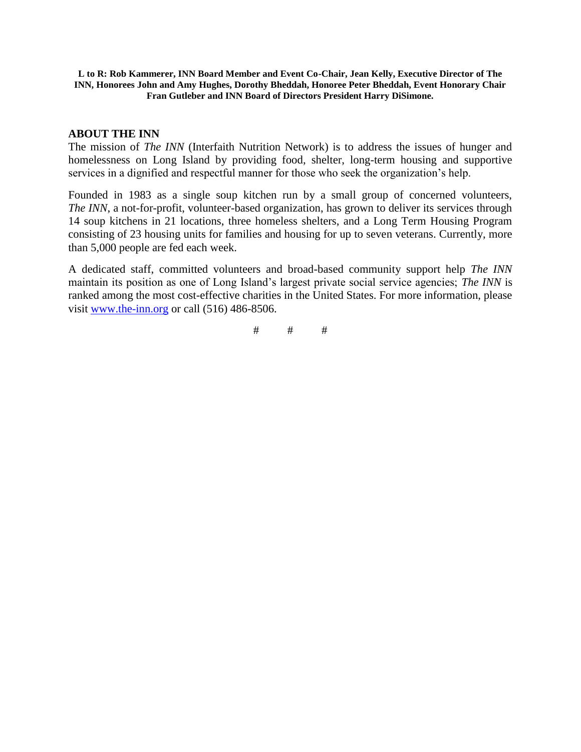**L to R: Rob Kammerer, INN Board Member and Event Co-Chair, Jean Kelly, Executive Director of The INN, Honorees John and Amy Hughes, Dorothy Bheddah, Honoree Peter Bheddah, Event Honorary Chair Fran Gutleber and INN Board of Directors President Harry DiSimone.**

## ABOUT THE INN

The mission of *The INN* (Interfaith Nutrition Network) is to address the issues of hunger and homelessness on Long Island by providing food, shelter, long-term housing and supportive services in a dignified and respectful manner for those who seek the organization's help.

Founded in 1983 as a single soup kitchen run by a small group of concerned volunteers, *The INN*, a not-for-profit, volunteer-based organization, has grown to deliver its services through 14 soup kitchens in 21 locations, three homeless shelters, and a Long Term Housing Program consisting of 23 housing units for families and housing for up to seven veterans. Currently, more than 5,000 people are fed each week.

A dedicated staff, committed volunteers and broad-based community support help *The INN* maintain its position as one of Long Island's largest private social service agencies; *The INN* is ranked among the most cost-effective charities in the United States. For more information, please visit [www.the-inn.org](http://www.the-inn.org) or call (516) 486-8506.

# # #